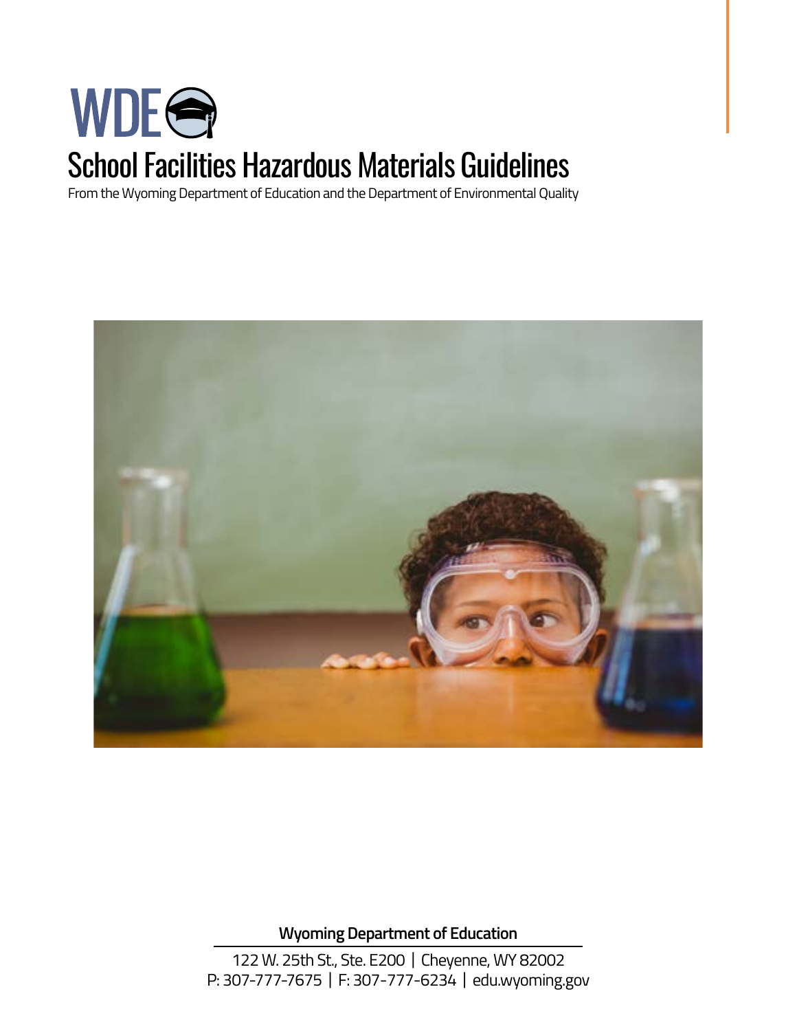WDE

# School Facilities Hazardous Materials Guidelines

From the Wyoming Department of Education and the Department of Environmental Quality

**Wyoming Department of Education**

122 W. 25th St., Ste. E200 | Cheyenne, WY 82002
P: 307-777-7675 | F: 307-777-6234 | edu.wyoming.gov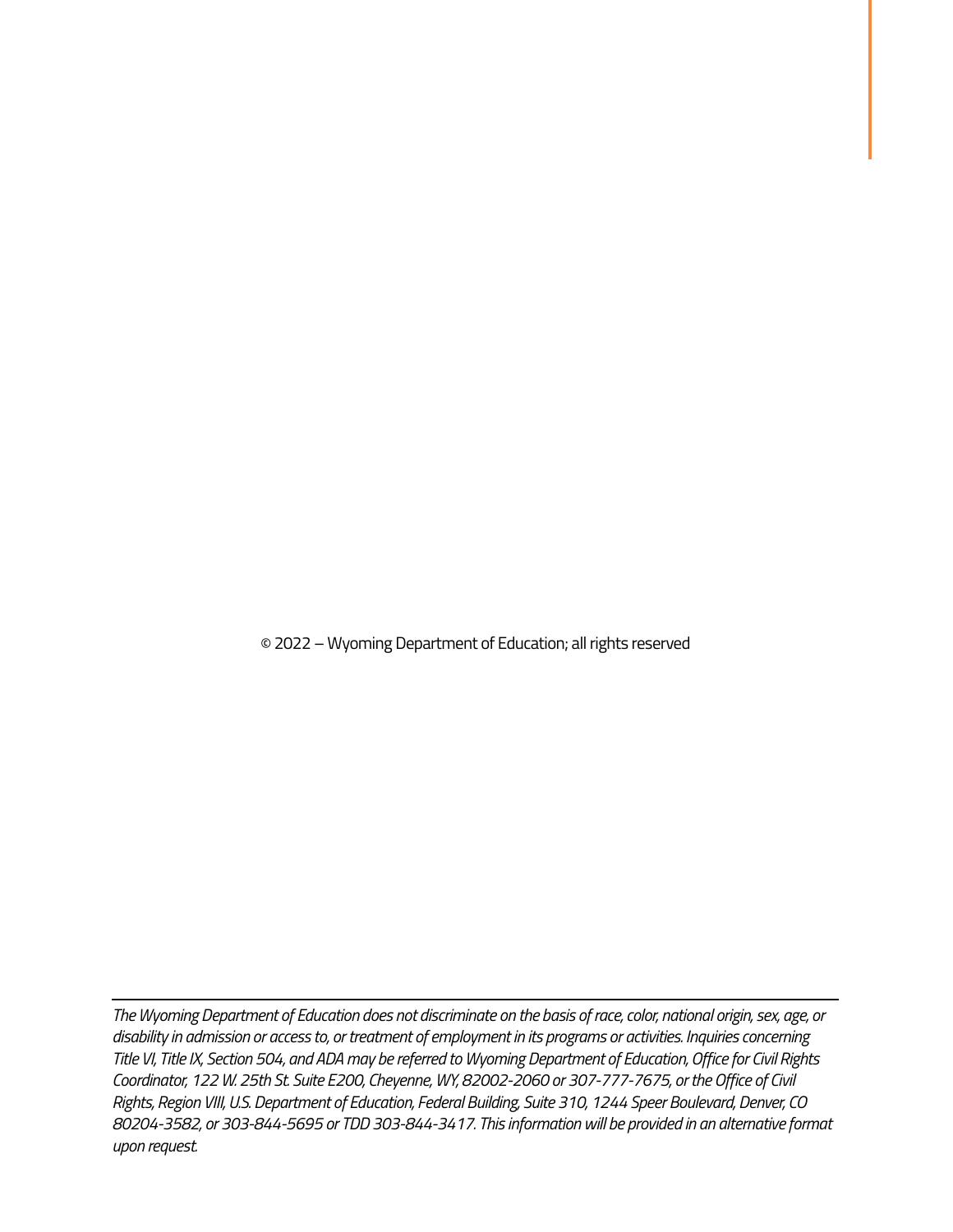© 2022 – Wyoming Department of Education; all rights reserved

---

*The Wyoming Department of Education does not discriminate on the basis of race, color, national origin, sex, age, or disability in admission or access to, or treatment of employment in its programs or activities. Inquiries concerning Title VI, Title IX, Section 504, and ADA may be referred to Wyoming Department of Education, Office for Civil Rights Coordinator, 122 W. 25th St. Suite E200, Cheyenne, WY, 82002-2060 or 307-777-7675, or the Office of Civil Rights, Region VIII, U.S. Department of Education, Federal Building, Suite 310, 1244 Speer Boulevard, Denver, CO 80204-3582, or 303-844-5695 or TDD 303-844-3417. This information will be provided in an alternative format upon request.*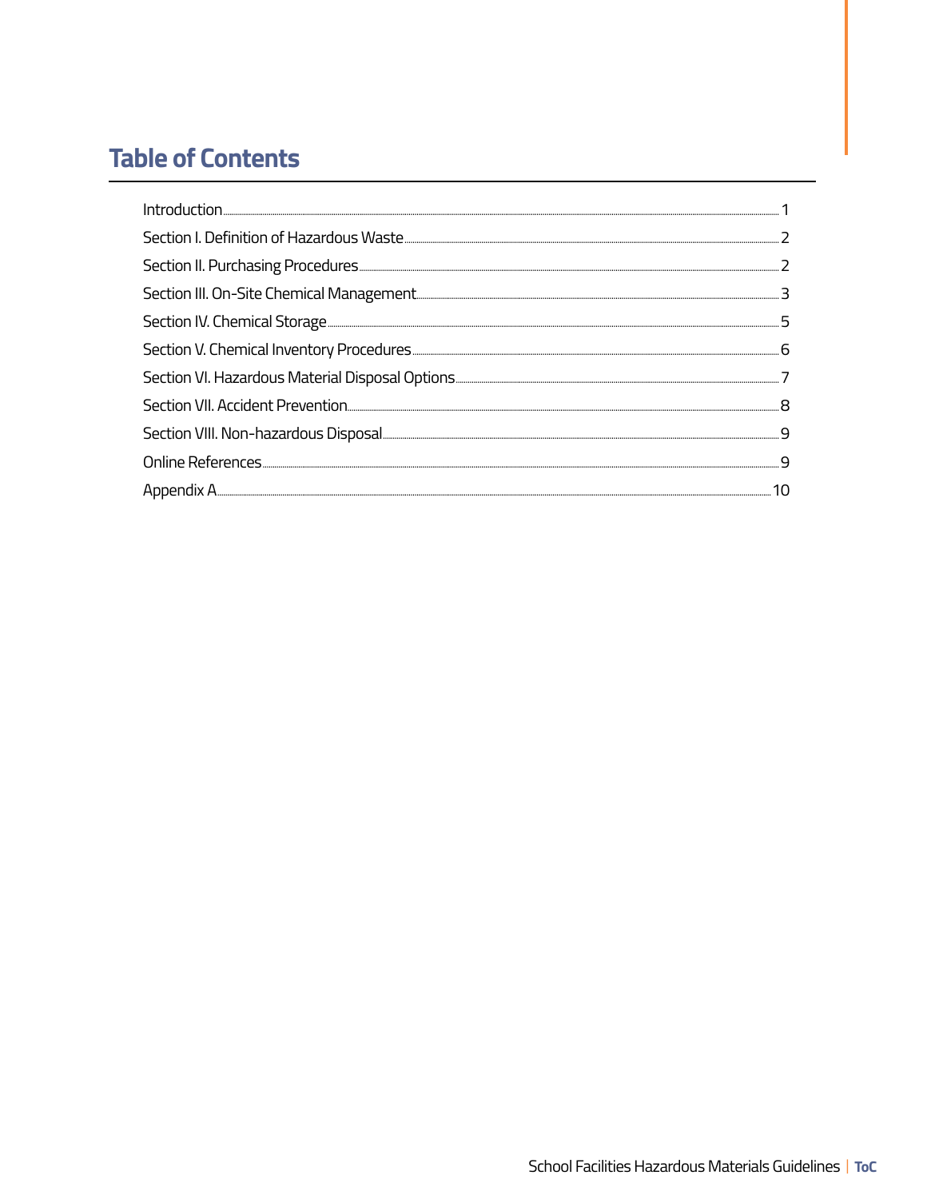# Table of Contents

| | |
|---|---|
| Introduction | 1 |
| Section I. Definition of Hazardous Waste | 2 |
| Section II. Purchasing Procedures | 2 |
| Section III. On-Site Chemical Management | 3 |
| Section IV. Chemical Storage | 5 |
| Section V. Chemical Inventory Procedures | 6 |
| Section VI. Hazardous Material Disposal Options | 7 |
| Section VII. Accident Prevention | 8 |
| Section VIII. Non-hazardous Disposal | 9 |
| Online References | 9 |
| Appendix A | 10 |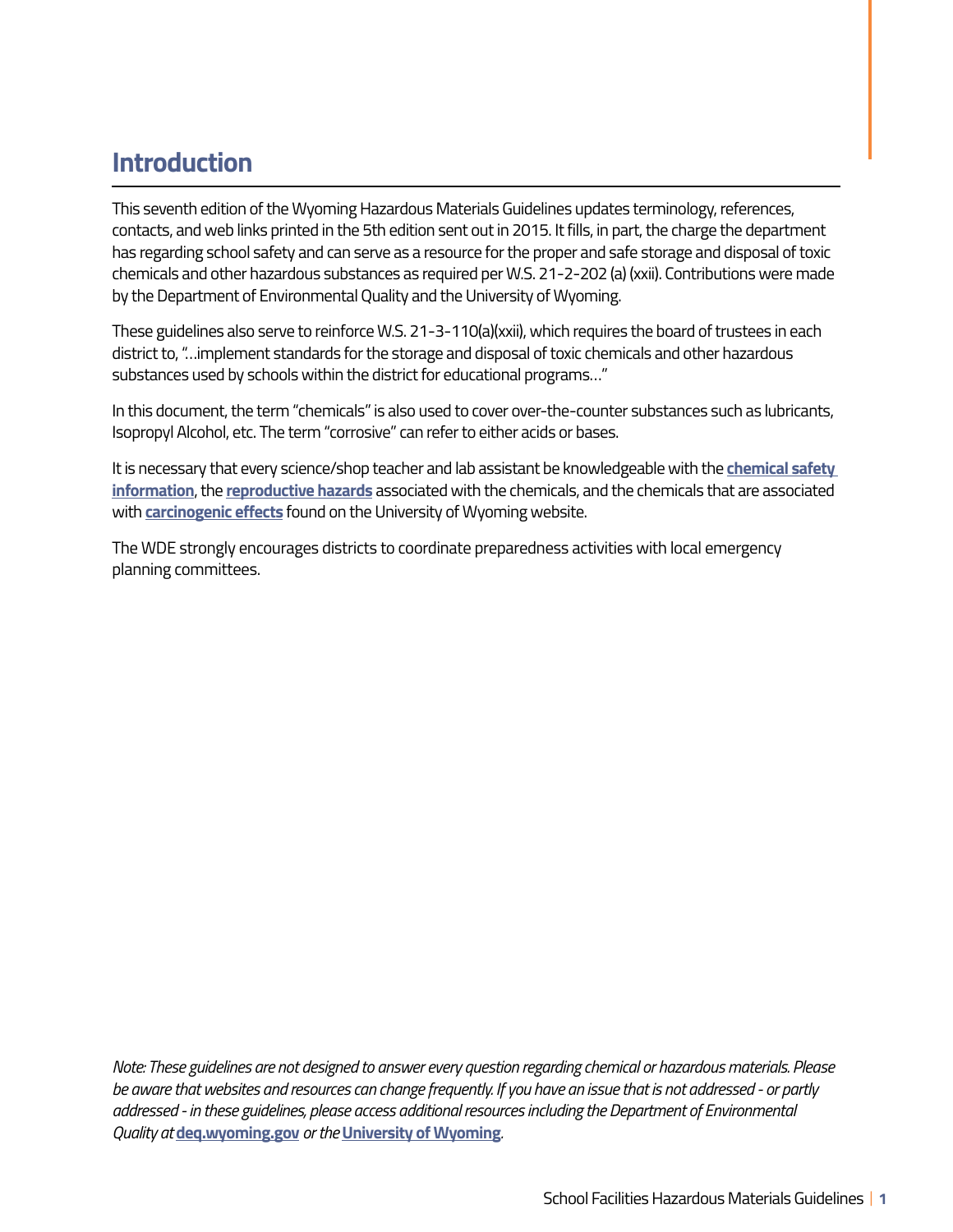# Introduction

This seventh edition of the Wyoming Hazardous Materials Guidelines updates terminology, references, contacts, and web links printed in the 5th edition sent out in 2015. It fills, in part, the charge the department has regarding school safety and can serve as a resource for the proper and safe storage and disposal of toxic chemicals and other hazardous substances as required per W.S. 21-2-202 (a) (xxii). Contributions were made by the Department of Environmental Quality and the University of Wyoming.

These guidelines also serve to reinforce W.S. 21-3-110(a)(xxii), which requires the board of trustees in each district to, "...implement standards for the storage and disposal of toxic chemicals and other hazardous substances used by schools within the district for educational programs..."

In this document, the term "chemicals" is also used to cover over-the-counter substances such as lubricants, Isopropyl Alcohol, etc. The term "corrosive" can refer to either acids or bases.

It is necessary that every science/shop teacher and lab assistant be knowledgeable with the **chemical safety information**, the **reproductive hazards** associated with the chemicals, and the chemicals that are associated with **carcinogenic effects** found on the University of Wyoming website.

The WDE strongly encourages districts to coordinate preparedness activities with local emergency planning committees.

*Note: These guidelines are not designed to answer every question regarding chemical or hazardous materials. Please be aware that websites and resources can change frequently. If you have an issue that is not addressed - or partly addressed - in these guidelines, please access additional resources including the Department of Environmental Quality at* **deq.wyoming.gov** *or the* **University of Wyoming**.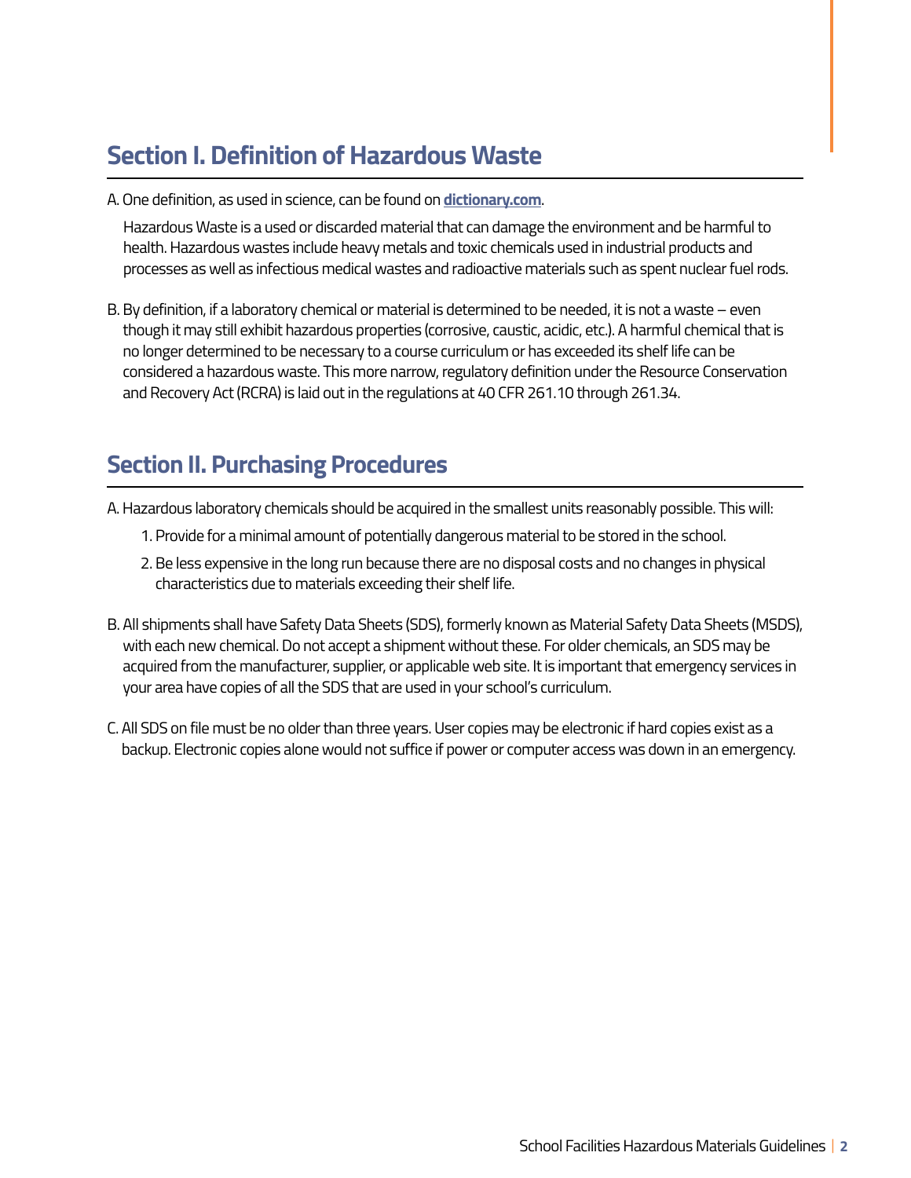## Section I. Definition of Hazardous Waste

A. One definition, as used in science, can be found on **dictionary.com**.

Hazardous Waste is a used or discarded material that can damage the environment and be harmful to health. Hazardous wastes include heavy metals and toxic chemicals used in industrial products and processes as well as infectious medical wastes and radioactive materials such as spent nuclear fuel rods.

B. By definition, if a laboratory chemical or material is determined to be needed, it is not a waste – even though it may still exhibit hazardous properties (corrosive, caustic, acidic, etc.). A harmful chemical that is no longer determined to be necessary to a course curriculum or has exceeded its shelf life can be considered a hazardous waste. This more narrow, regulatory definition under the Resource Conservation and Recovery Act (RCRA) is laid out in the regulations at 40 CFR 261.10 through 261.34.

## Section II. Purchasing Procedures

A. Hazardous laboratory chemicals should be acquired in the smallest units reasonably possible. This will:

1. Provide for a minimal amount of potentially dangerous material to be stored in the school.
2. Be less expensive in the long run because there are no disposal costs and no changes in physical characteristics due to materials exceeding their shelf life.

B. All shipments shall have Safety Data Sheets (SDS), formerly known as Material Safety Data Sheets (MSDS), with each new chemical. Do not accept a shipment without these. For older chemicals, an SDS may be acquired from the manufacturer, supplier, or applicable web site. It is important that emergency services in your area have copies of all the SDS that are used in your school's curriculum.

C. All SDS on file must be no older than three years. User copies may be electronic if hard copies exist as a backup. Electronic copies alone would not suffice if power or computer access was down in an emergency.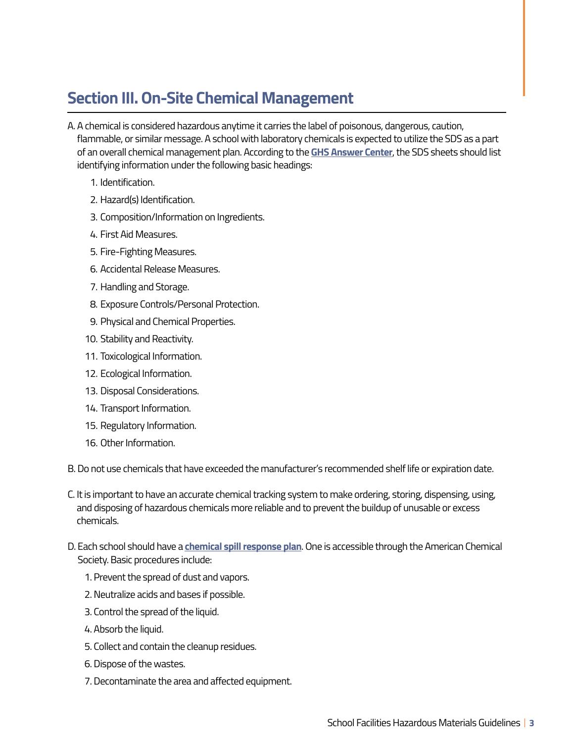## Section III. On-Site Chemical Management

A. A chemical is considered hazardous anytime it carries the label of poisonous, dangerous, caution, flammable, or similar message. A school with laboratory chemicals is expected to utilize the SDS as a part of an overall chemical management plan. According to the **GHS Answer Center**, the SDS sheets should list identifying information under the following basic headings:

   1. Identification.
   2. Hazard(s) Identification.
   3. Composition/Information on Ingredients.
   4. First Aid Measures.
   5. Fire-Fighting Measures.
   6. Accidental Release Measures.
   7. Handling and Storage.
   8. Exposure Controls/Personal Protection.
   9. Physical and Chemical Properties.
   10. Stability and Reactivity.
   11. Toxicological Information.
   12. Ecological Information.
   13. Disposal Considerations.
   14. Transport Information.
   15. Regulatory Information.
   16. Other Information.

B. Do not use chemicals that have exceeded the manufacturer's recommended shelf life or expiration date.

C. It is important to have an accurate chemical tracking system to make ordering, storing, dispensing, using, and disposing of hazardous chemicals more reliable and to prevent the buildup of unusable or excess chemicals.

D. Each school should have a **chemical spill response plan**. One is accessible through the American Chemical Society. Basic procedures include:

   1. Prevent the spread of dust and vapors.
   2. Neutralize acids and bases if possible.
   3. Control the spread of the liquid.
   4. Absorb the liquid.
   5. Collect and contain the cleanup residues.
   6. Dispose of the wastes.
   7. Decontaminate the area and affected equipment.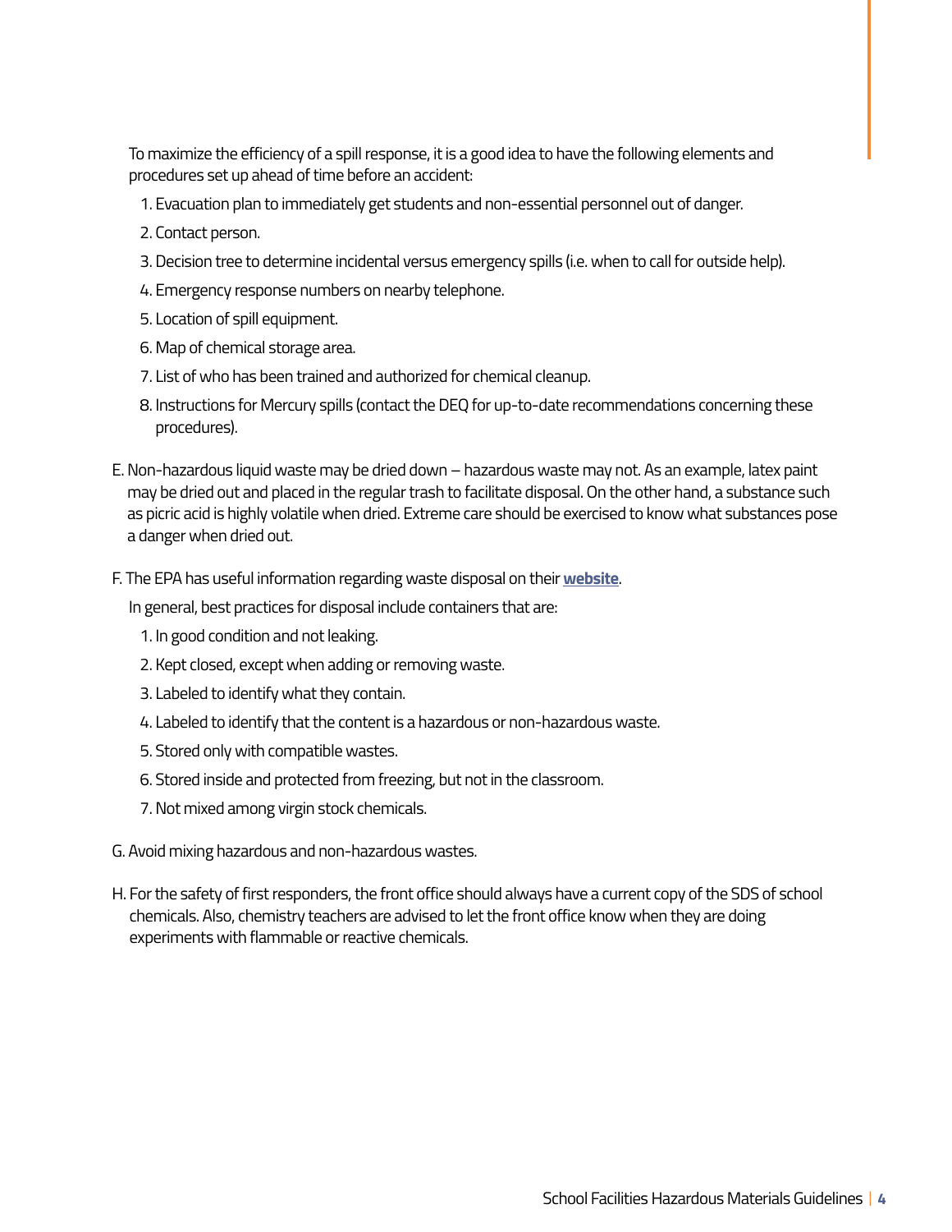To maximize the efficiency of a spill response, it is a good idea to have the following elements and procedures set up ahead of time before an accident:

1. Evacuation plan to immediately get students and non-essential personnel out of danger.
2. Contact person.
3. Decision tree to determine incidental versus emergency spills (i.e. when to call for outside help).
4. Emergency response numbers on nearby telephone.
5. Location of spill equipment.
6. Map of chemical storage area.
7. List of who has been trained and authorized for chemical cleanup.
8. Instructions for Mercury spills (contact the DEQ for up-to-date recommendations concerning these procedures).

E. Non-hazardous liquid waste may be dried down – hazardous waste may not. As an example, latex paint may be dried out and placed in the regular trash to facilitate disposal. On the other hand, a substance such as picric acid is highly volatile when dried. Extreme care should be exercised to know what substances pose a danger when dried out.

F. The EPA has useful information regarding waste disposal on their **website**.

In general, best practices for disposal include containers that are:

1. In good condition and not leaking.
2. Kept closed, except when adding or removing waste.
3. Labeled to identify what they contain.
4. Labeled to identify that the content is a hazardous or non-hazardous waste.
5. Stored only with compatible wastes.
6. Stored inside and protected from freezing, but not in the classroom.
7. Not mixed among virgin stock chemicals.

G. Avoid mixing hazardous and non-hazardous wastes.

H. For the safety of first responders, the front office should always have a current copy of the SDS of school chemicals. Also, chemistry teachers are advised to let the front office know when they are doing experiments with flammable or reactive chemicals.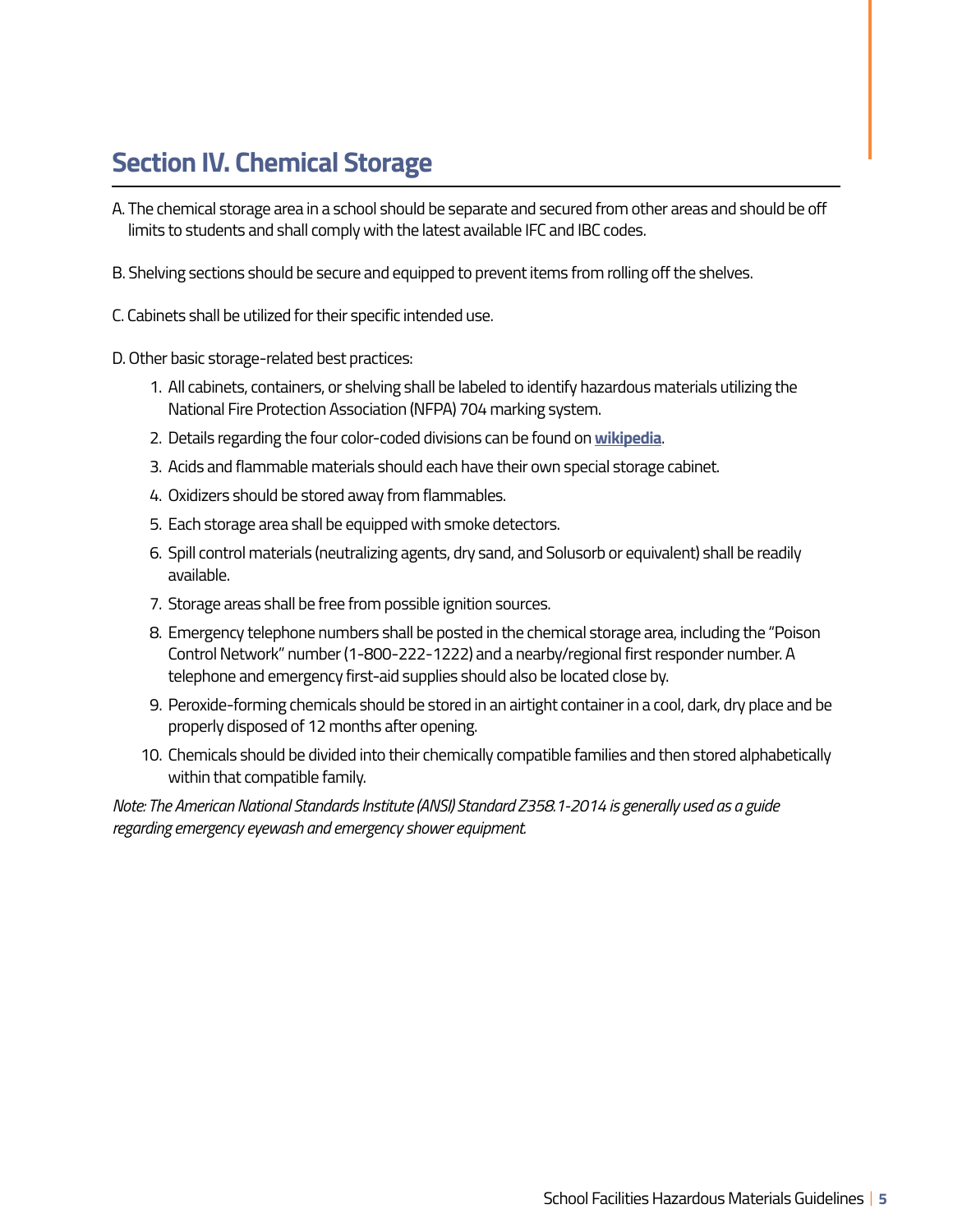## Section IV. Chemical Storage

A. The chemical storage area in a school should be separate and secured from other areas and should be off limits to students and shall comply with the latest available IFC and IBC codes.

B. Shelving sections should be secure and equipped to prevent items from rolling off the shelves.

C. Cabinets shall be utilized for their specific intended use.

D. Other basic storage-related best practices:

1. All cabinets, containers, or shelving shall be labeled to identify hazardous materials utilizing the National Fire Protection Association (NFPA) 704 marking system.
2. Details regarding the four color-coded divisions can be found on **wikipedia**.
3. Acids and flammable materials should each have their own special storage cabinet.
4. Oxidizers should be stored away from flammables.
5. Each storage area shall be equipped with smoke detectors.
6. Spill control materials (neutralizing agents, dry sand, and Solusorb or equivalent) shall be readily available.
7. Storage areas shall be free from possible ignition sources.
8. Emergency telephone numbers shall be posted in the chemical storage area, including the "Poison Control Network" number (1-800-222-1222) and a nearby/regional first responder number. A telephone and emergency first-aid supplies should also be located close by.
9. Peroxide-forming chemicals should be stored in an airtight container in a cool, dark, dry place and be properly disposed of 12 months after opening.
10. Chemicals should be divided into their chemically compatible families and then stored alphabetically within that compatible family.

*Note: The American National Standards Institute (ANSI) Standard Z358.1-2014 is generally used as a guide regarding emergency eyewash and emergency shower equipment.*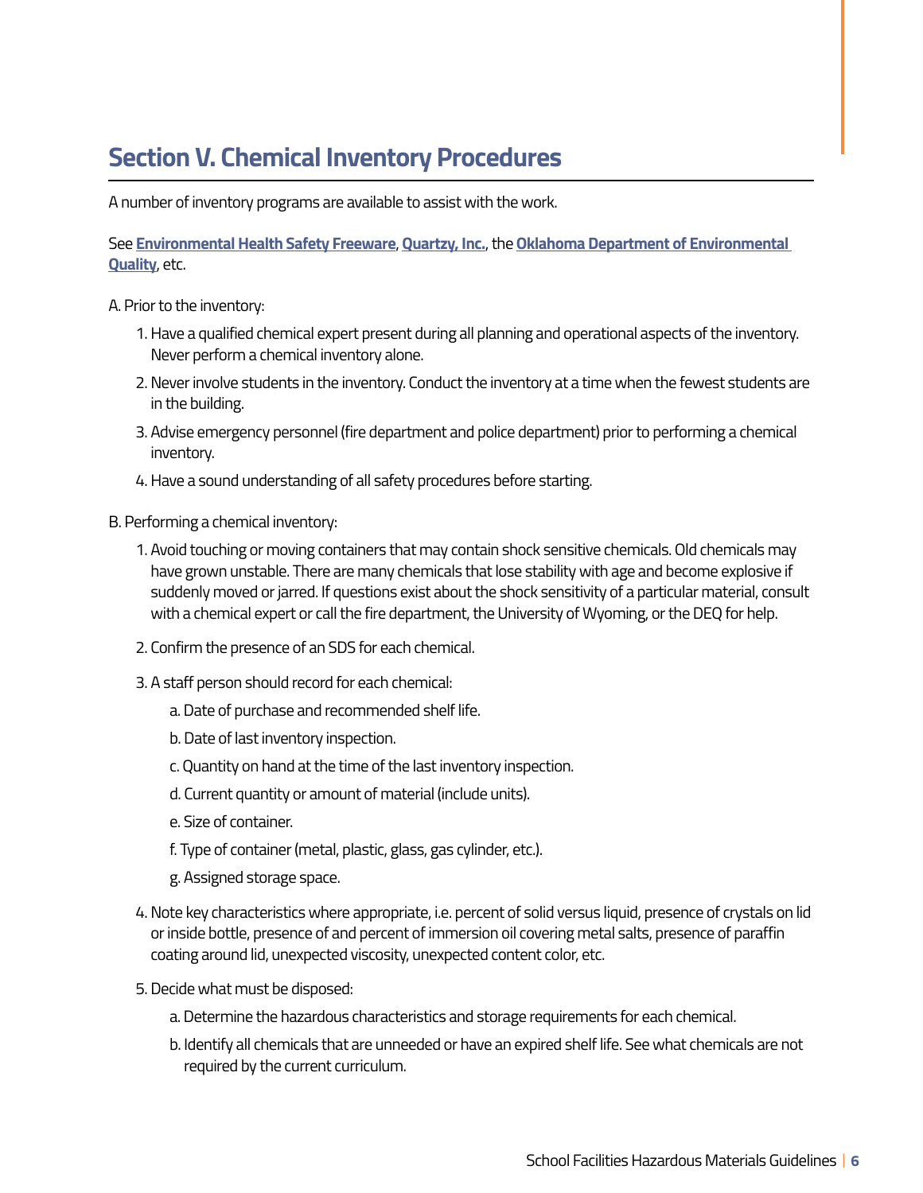## Section V. Chemical Inventory Procedures

A number of inventory programs are available to assist with the work.

See **Environmental Health Safety Freeware**, **Quartzy, Inc.**, the **Oklahoma Department of Environmental Quality**, etc.

A. Prior to the inventory:

1. Have a qualified chemical expert present during all planning and operational aspects of the inventory. Never perform a chemical inventory alone.
2. Never involve students in the inventory. Conduct the inventory at a time when the fewest students are in the building.
3. Advise emergency personnel (fire department and police department) prior to performing a chemical inventory.
4. Have a sound understanding of all safety procedures before starting.

B. Performing a chemical inventory:

1. Avoid touching or moving containers that may contain shock sensitive chemicals. Old chemicals may have grown unstable. There are many chemicals that lose stability with age and become explosive if suddenly moved or jarred. If questions exist about the shock sensitivity of a particular material, consult with a chemical expert or call the fire department, the University of Wyoming, or the DEQ for help.
2. Confirm the presence of an SDS for each chemical.
3. A staff person should record for each chemical:
   a. Date of purchase and recommended shelf life.
   b. Date of last inventory inspection.
   c. Quantity on hand at the time of the last inventory inspection.
   d. Current quantity or amount of material (include units).
   e. Size of container.
   f. Type of container (metal, plastic, glass, gas cylinder, etc.).
   g. Assigned storage space.
4. Note key characteristics where appropriate, i.e. percent of solid versus liquid, presence of crystals on lid or inside bottle, presence of and percent of immersion oil covering metal salts, presence of paraffin coating around lid, unexpected viscosity, unexpected content color, etc.
5. Decide what must be disposed:
   a. Determine the hazardous characteristics and storage requirements for each chemical.
   b. Identify all chemicals that are unneeded or have an expired shelf life. See what chemicals are not required by the current curriculum.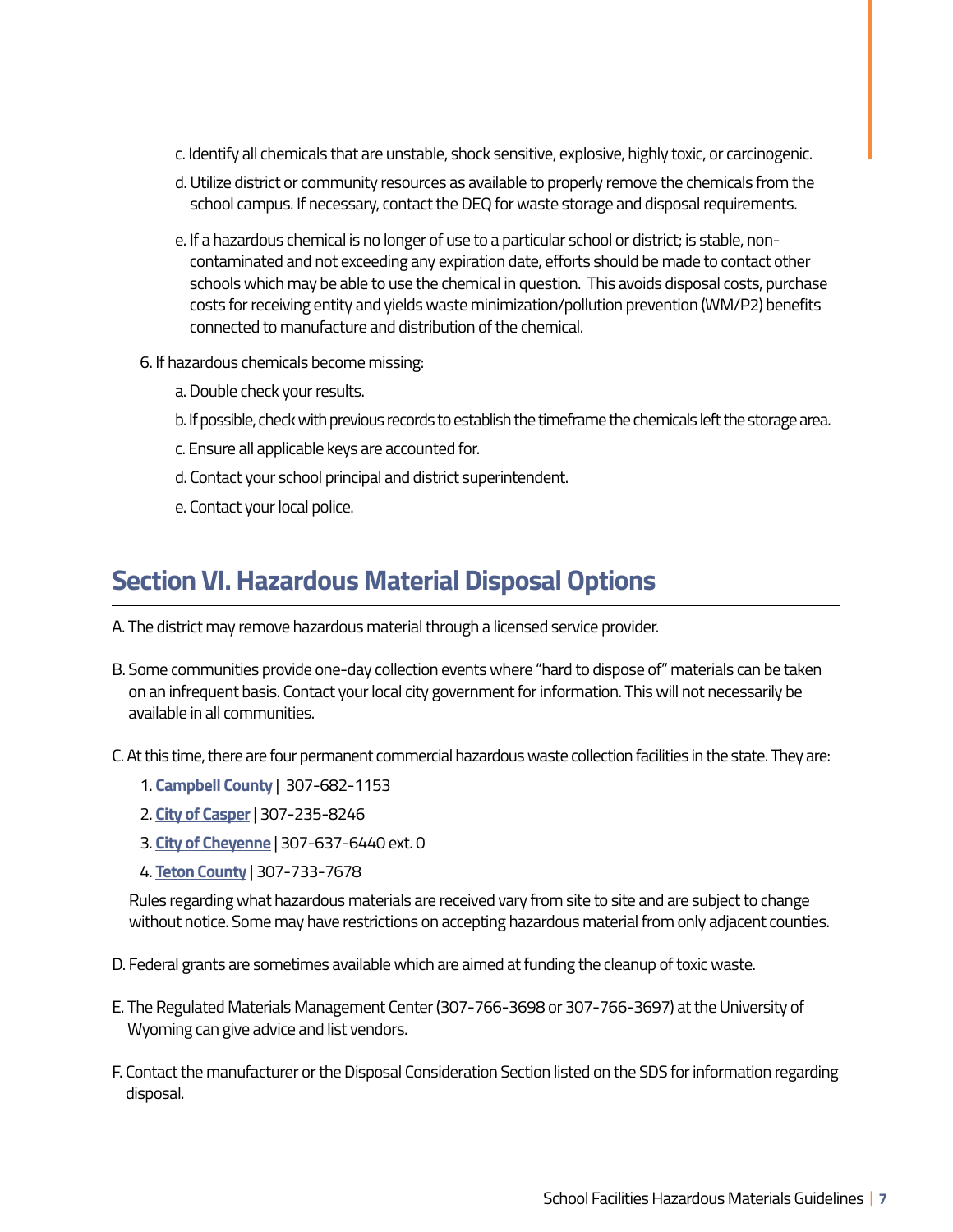c. Identify all chemicals that are unstable, shock sensitive, explosive, highly toxic, or carcinogenic.

   d. Utilize district or community resources as available to properly remove the chemicals from the school campus. If necessary, contact the DEQ for waste storage and disposal requirements.

   e. If a hazardous chemical is no longer of use to a particular school or district; is stable, non-contaminated and not exceeding any expiration date, efforts should be made to contact other schools which may be able to use the chemical in question. This avoids disposal costs, purchase costs for receiving entity and yields waste minimization/pollution prevention (WM/P2) benefits connected to manufacture and distribution of the chemical.

6. If hazardous chemicals become missing:

   a. Double check your results.

   b. If possible, check with previous records to establish the timeframe the chemicals left the storage area.

   c. Ensure all applicable keys are accounted for.

   d. Contact your school principal and district superintendent.

   e. Contact your local police.

## Section VI. Hazardous Material Disposal Options

A. The district may remove hazardous material through a licensed service provider.

B. Some communities provide one-day collection events where "hard to dispose of" materials can be taken on an infrequent basis. Contact your local city government for information. This will not necessarily be available in all communities.

C. At this time, there are four permanent commercial hazardous waste collection facilities in the state. They are:

   1. **Campbell County** | 307-682-1153
   2. **City of Casper** | 307-235-8246
   3. **City of Cheyenne** | 307-637-6440 ext. 0
   4. **Teton County** | 307-733-7678

   Rules regarding what hazardous materials are received vary from site to site and are subject to change without notice. Some may have restrictions on accepting hazardous material from only adjacent counties.

D. Federal grants are sometimes available which are aimed at funding the cleanup of toxic waste.

E. The Regulated Materials Management Center (307-766-3698 or 307-766-3697) at the University of Wyoming can give advice and list vendors.

F. Contact the manufacturer or the Disposal Consideration Section listed on the SDS for information regarding disposal.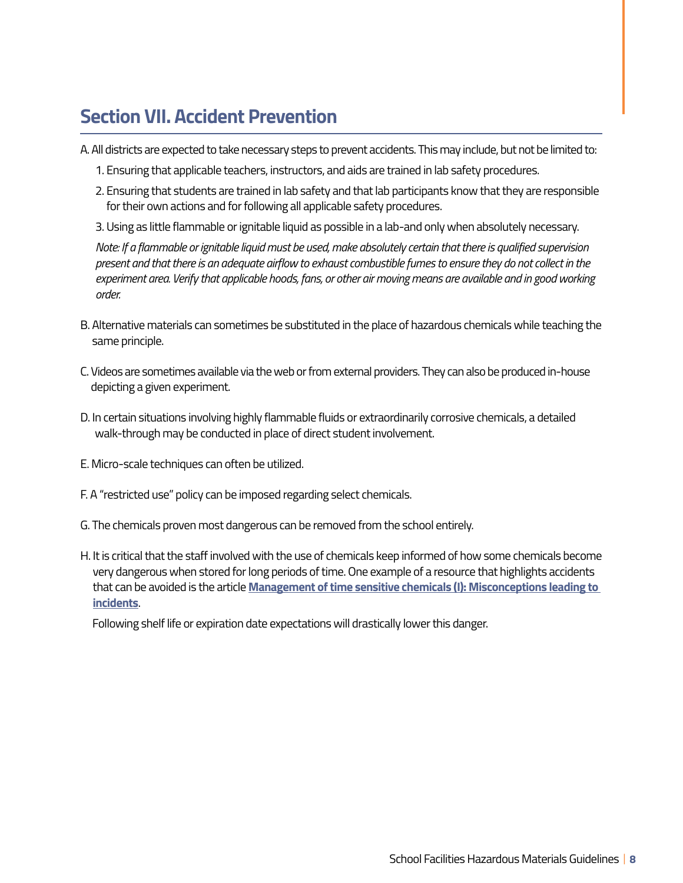## Section VII. Accident Prevention

A. All districts are expected to take necessary steps to prevent accidents. This may include, but not be limited to:

1. Ensuring that applicable teachers, instructors, and aids are trained in lab safety procedures.
2. Ensuring that students are trained in lab safety and that lab participants know that they are responsible for their own actions and for following all applicable safety procedures.
3. Using as little flammable or ignitable liquid as possible in a lab-and only when absolutely necessary.

*Note: If a flammable or ignitable liquid must be used, make absolutely certain that there is qualified supervision present and that there is an adequate airflow to exhaust combustible fumes to ensure they do not collect in the experiment area. Verify that applicable hoods, fans, or other air moving means are available and in good working order.*

B. Alternative materials can sometimes be substituted in the place of hazardous chemicals while teaching the same principle.

C. Videos are sometimes available via the web or from external providers. They can also be produced in-house depicting a given experiment.

D. In certain situations involving highly flammable fluids or extraordinarily corrosive chemicals, a detailed walk-through may be conducted in place of direct student involvement.

E. Micro-scale techniques can often be utilized.

F. A "restricted use" policy can be imposed regarding select chemicals.

G. The chemicals proven most dangerous can be removed from the school entirely.

H. It is critical that the staff involved with the use of chemicals keep informed of how some chemicals become very dangerous when stored for long periods of time. One example of a resource that highlights accidents that can be avoided is the article **Management of time sensitive chemicals (I): Misconceptions leading to incidents**.

Following shelf life or expiration date expectations will drastically lower this danger.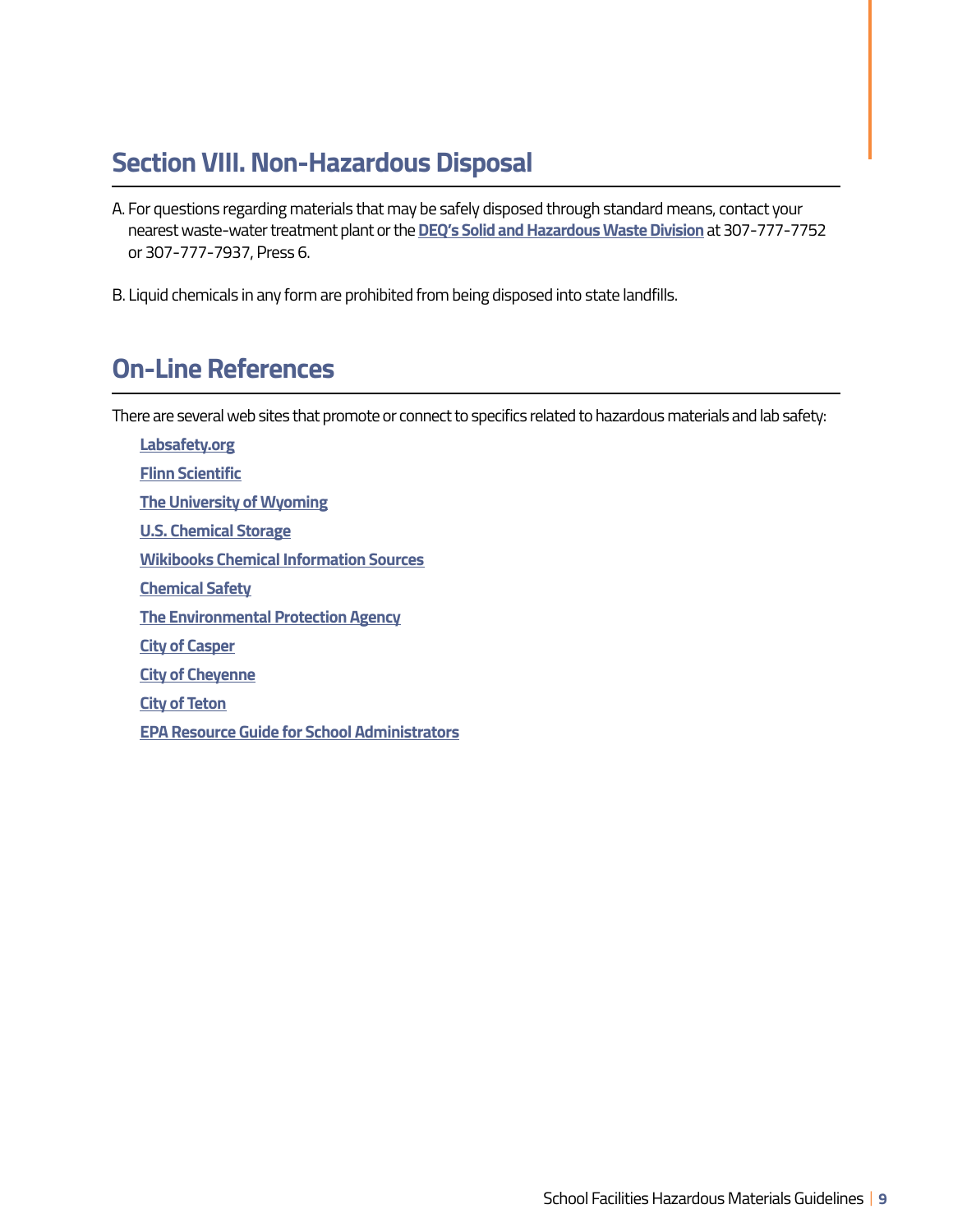## Section VIII. Non-Hazardous Disposal

A. For questions regarding materials that may be safely disposed through standard means, contact your nearest waste-water treatment plant or the **DEQ's Solid and Hazardous Waste Division** at 307-777-7752 or 307-777-7937, Press 6.

B. Liquid chemicals in any form are prohibited from being disposed into state landfills.

## On-Line References

There are several web sites that promote or connect to specifics related to hazardous materials and lab safety:

- **Labsafety.org**
- **Flinn Scientific**
- **The University of Wyoming**
- **U.S. Chemical Storage**
- **Wikibooks Chemical Information Sources**
- **Chemical Safety**
- **The Environmental Protection Agency**
- **City of Casper**
- **City of Cheyenne**
- **City of Teton**
- **EPA Resource Guide for School Administrators**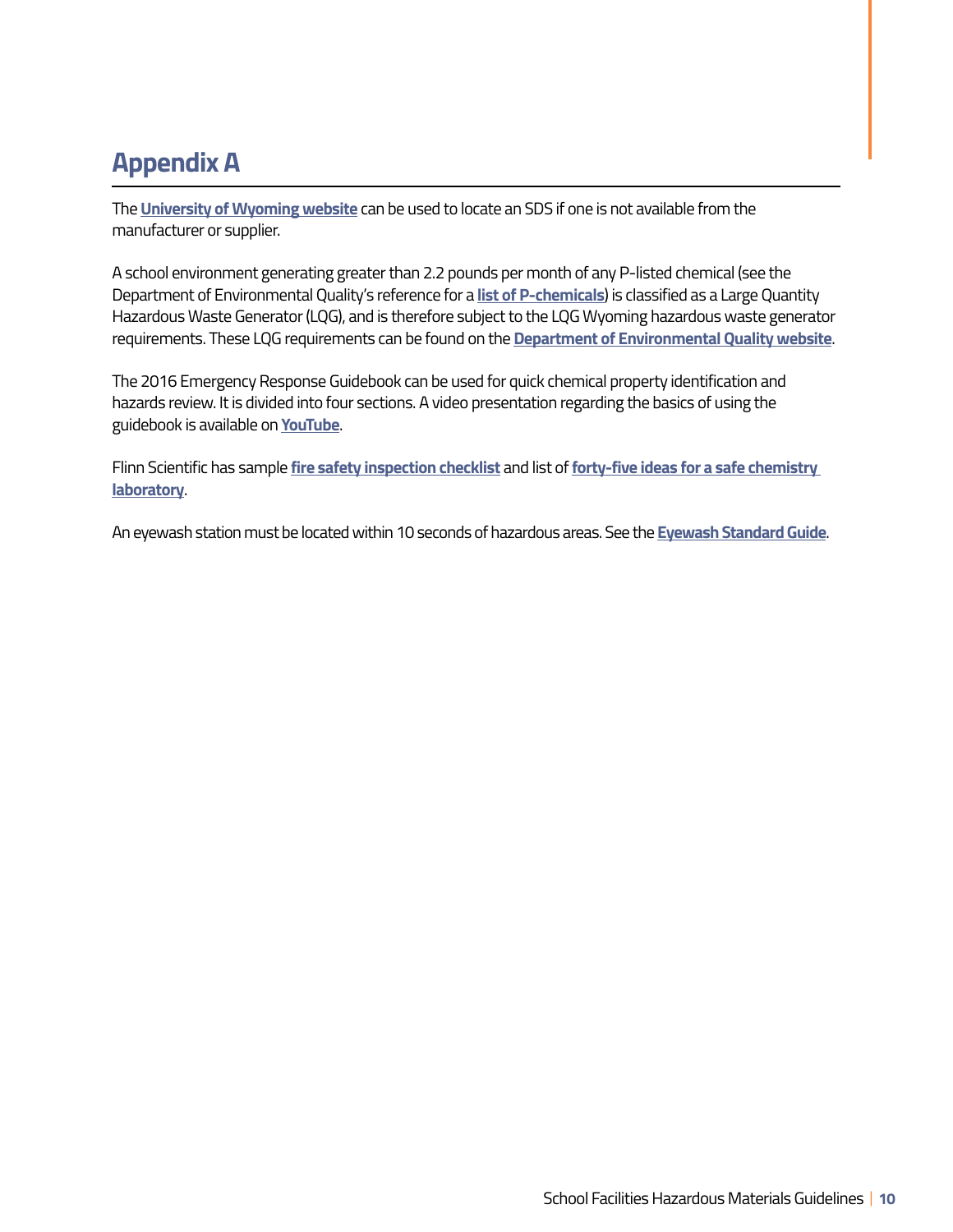# Appendix A

The **University of Wyoming website** can be used to locate an SDS if one is not available from the manufacturer or supplier.

A school environment generating greater than 2.2 pounds per month of any P-listed chemical (see the Department of Environmental Quality's reference for a **list of P-chemicals**) is classified as a Large Quantity Hazardous Waste Generator (LQG), and is therefore subject to the LQG Wyoming hazardous waste generator requirements. These LQG requirements can be found on the **Department of Environmental Quality website**.

The 2016 Emergency Response Guidebook can be used for quick chemical property identification and hazards review. It is divided into four sections. A video presentation regarding the basics of using the guidebook is available on **YouTube**.

Flinn Scientific has sample **fire safety inspection checklist** and list of **forty-five ideas for a safe chemistry laboratory**.

An eyewash station must be located within 10 seconds of hazardous areas. See the **Eyewash Standard Guide**.